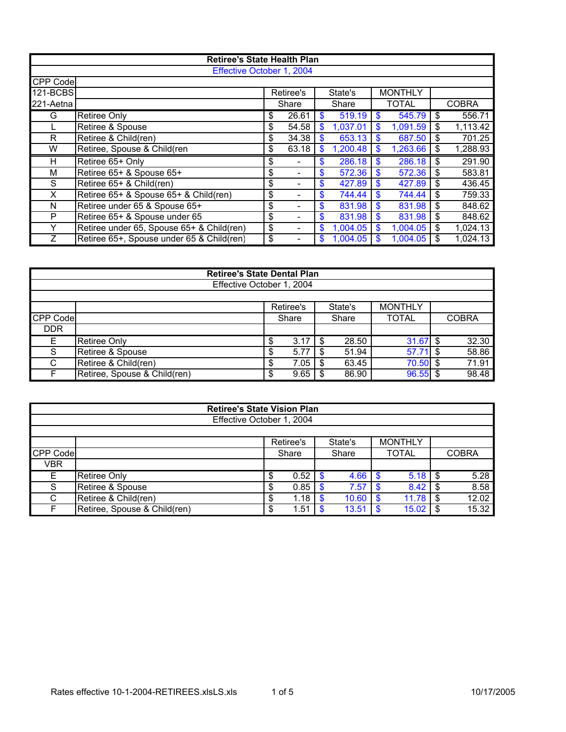| Retiree's State Health Plan | | | | | |
|---|---|---|---|---|---|
| Effective October 1, 2004 | | | | | |
| CPP Code | | | | | |
| 121-BCBS | | Retiree's | State's | MONTHLY | |
| 221-Aetna | | Share | Share | TOTAL | COBRA |
| G | Retiree Only | $ 26.61 | $ 519.19 | $ 545.79 | $ 556.71 |
| L | Retiree & Spouse | $ 54.58 | $ 1,037.01 | $ 1,091.59 | $ 1,113.42 |
| R | Retiree & Child(ren) | $ 34.38 | $ 653.13 | $ 687.50 | $ 701.25 |
| W | Retiree, Spouse & Child(ren | $ 63.18 | $ 1,200.48 | $ 1,263.66 | $ 1,288.93 |
| H | Retiree 65+ Only | $ - | $ 286.18 | $ 286.18 | $ 291.90 |
| M | Retiree 65+ & Spouse 65+ | $ - | $ 572.36 | $ 572.36 | $ 583.81 |
| S | Retiree 65+ & Child(ren) | $ - | $ 427.89 | $ 427.89 | $ 436.45 |
| X | Retiree 65+ & Spouse 65+ & Child(ren) | $ - | $ 744.44 | $ 744.44 | $ 759.33 |
| N | Retiree under 65 & Spouse 65+ | $ - | $ 831.98 | $ 831.98 | $ 848.62 |
| P | Retiree 65+ & Spouse under 65 | $ - | $ 831.98 | $ 831.98 | $ 848.62 |
| Y | Retiree under 65, Spouse 65+ & Child(ren) | $ - | $ 1,004.05 | $ 1,004.05 | $ 1,024.13 |
| Z | Retiree 65+, Spouse under 65 & Child(ren) | $ - | $ 1,004.05 | $ 1,004.05 | $ 1,024.13 |

| Retiree's State Dental Plan | | | | | |
|---|---|---|---|---|---|
| Effective October 1, 2004 | | | | | |
| | | Retiree's | State's | MONTHLY | |
| CPP Code | | Share | Share | TOTAL | COBRA |
| DDR | | | | | |
| E | Retiree Only | $ 3.17 | $ 28.50 | 31.67 | $ 32.30 |
| S | Retiree & Spouse | $ 5.77 | $ 51.94 | 57.71 | $ 58.86 |
| C | Retiree & Child(ren) | $ 7.05 | $ 63.45 | 70.50 | $ 71.91 |
| F | Retiree, Spouse & Child(ren) | $ 9.65 | $ 86.90 | 96.55 | $ 98.48 |

| Retiree's State Vision Plan | | | | | |
|---|---|---|---|---|---|
| Effective October 1, 2004 | | | | | |
| | | Retiree's | State's | MONTHLY | |
| CPP Code | | Share | Share | TOTAL | COBRA |
| VBR | | | | | |
| E | Retiree Only | $ 0.52 | $ 4.66 | $ 5.18 | $ 5.28 |
| S | Retiree & Spouse | $ 0.85 | $ 7.57 | $ 8.42 | $ 8.58 |
| C | Retiree & Child(ren) | $ 1.18 | $ 10.60 | $ 11.78 | $ 12.02 |
| F | Retiree, Spouse & Child(ren) | $ 1.51 | $ 13.51 | $ 15.02 | $ 15.32 |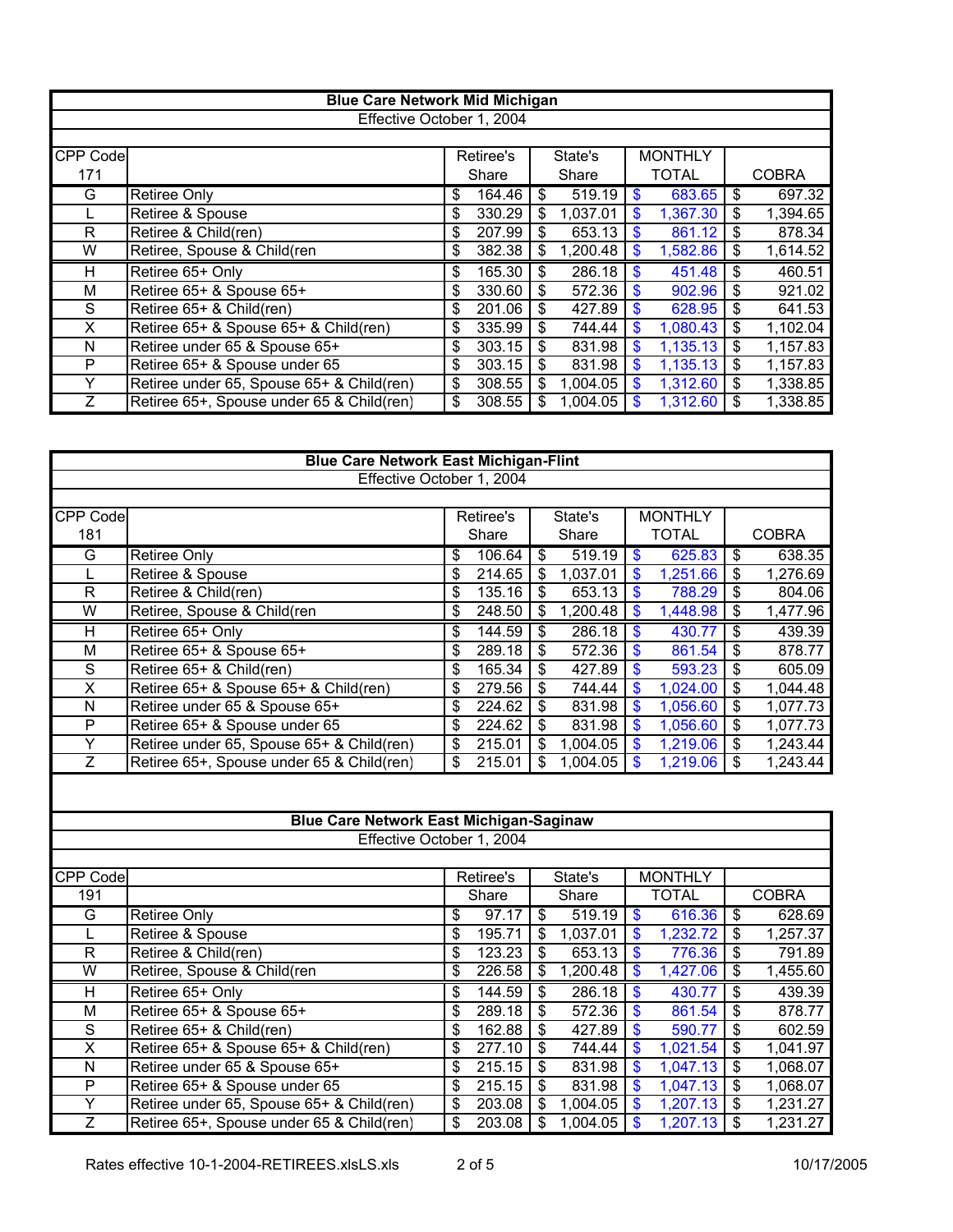| Blue Care Network Mid Michigan | | | | | |
|---|---|---|---|---|---|
| Effective October 1, 2004 | | | | | |
| CPP Code 171 | | Retiree's Share | State's Share | MONTHLY TOTAL | COBRA |
| G | Retiree Only | $ 164.46 | $ 519.19 | $ 683.65 | $ 697.32 |
| L | Retiree & Spouse | $ 330.29 | $ 1,037.01 | $ 1,367.30 | $ 1,394.65 |
| R | Retiree & Child(ren) | $ 207.99 | $ 653.13 | $ 861.12 | $ 878.34 |
| W | Retiree, Spouse & Child(ren | $ 382.38 | $ 1,200.48 | $ 1,582.86 | $ 1,614.52 |
| H | Retiree 65+ Only | $ 165.30 | $ 286.18 | $ 451.48 | $ 460.51 |
| M | Retiree 65+ & Spouse 65+ | $ 330.60 | $ 572.36 | $ 902.96 | $ 921.02 |
| S | Retiree 65+ & Child(ren) | $ 201.06 | $ 427.89 | $ 628.95 | $ 641.53 |
| X | Retiree 65+ & Spouse 65+ & Child(ren) | $ 335.99 | $ 744.44 | $ 1,080.43 | $ 1,102.04 |
| N | Retiree under 65 & Spouse 65+ | $ 303.15 | $ 831.98 | $ 1,135.13 | $ 1,157.83 |
| P | Retiree 65+ & Spouse under 65 | $ 303.15 | $ 831.98 | $ 1,135.13 | $ 1,157.83 |
| Y | Retiree under 65, Spouse 65+ & Child(ren) | $ 308.55 | $ 1,004.05 | $ 1,312.60 | $ 1,338.85 |
| Z | Retiree 65+, Spouse under 65 & Child(ren) | $ 308.55 | $ 1,004.05 | $ 1,312.60 | $ 1,338.85 |

| Blue Care Network East Michigan-Flint | | | | | |
|---|---|---|---|---|---|
| Effective October 1, 2004 | | | | | |
| CPP Code 181 | | Retiree's Share | State's Share | MONTHLY TOTAL | COBRA |
| G | Retiree Only | $ 106.64 | $ 519.19 | $ 625.83 | $ 638.35 |
| L | Retiree & Spouse | $ 214.65 | $ 1,037.01 | $ 1,251.66 | $ 1,276.69 |
| R | Retiree & Child(ren) | $ 135.16 | $ 653.13 | $ 788.29 | $ 804.06 |
| W | Retiree, Spouse & Child(ren | $ 248.50 | $ 1,200.48 | $ 1,448.98 | $ 1,477.96 |
| H | Retiree 65+ Only | $ 144.59 | $ 286.18 | $ 430.77 | $ 439.39 |
| M | Retiree 65+ & Spouse 65+ | $ 289.18 | $ 572.36 | $ 861.54 | $ 878.77 |
| S | Retiree 65+ & Child(ren) | $ 165.34 | $ 427.89 | $ 593.23 | $ 605.09 |
| X | Retiree 65+ & Spouse 65+ & Child(ren) | $ 279.56 | $ 744.44 | $ 1,024.00 | $ 1,044.48 |
| N | Retiree under 65 & Spouse 65+ | $ 224.62 | $ 831.98 | $ 1,056.60 | $ 1,077.73 |
| P | Retiree 65+ & Spouse under 65 | $ 224.62 | $ 831.98 | $ 1,056.60 | $ 1,077.73 |
| Y | Retiree under 65, Spouse 65+ & Child(ren) | $ 215.01 | $ 1,004.05 | $ 1,219.06 | $ 1,243.44 |
| Z | Retiree 65+, Spouse under 65 & Child(ren) | $ 215.01 | $ 1,004.05 | $ 1,219.06 | $ 1,243.44 |

| Blue Care Network East Michigan-Saginaw | | | | | |
|---|---|---|---|---|---|
| Effective October 1, 2004 | | | | | |
| CPP Code 191 | | Retiree's Share | State's Share | MONTHLY TOTAL | COBRA |
| G | Retiree Only | $ 97.17 | $ 519.19 | $ 616.36 | $ 628.69 |
| L | Retiree & Spouse | $ 195.71 | $ 1,037.01 | $ 1,232.72 | $ 1,257.37 |
| R | Retiree & Child(ren) | $ 123.23 | $ 653.13 | $ 776.36 | $ 791.89 |
| W | Retiree, Spouse & Child(ren | $ 226.58 | $ 1,200.48 | $ 1,427.06 | $ 1,455.60 |
| H | Retiree 65+ Only | $ 144.59 | $ 286.18 | $ 430.77 | $ 439.39 |
| M | Retiree 65+ & Spouse 65+ | $ 289.18 | $ 572.36 | $ 861.54 | $ 878.77 |
| S | Retiree 65+ & Child(ren) | $ 162.88 | $ 427.89 | $ 590.77 | $ 602.59 |
| X | Retiree 65+ & Spouse 65+ & Child(ren) | $ 277.10 | $ 744.44 | $ 1,021.54 | $ 1,041.97 |
| N | Retiree under 65 & Spouse 65+ | $ 215.15 | $ 831.98 | $ 1,047.13 | $ 1,068.07 |
| P | Retiree 65+ & Spouse under 65 | $ 215.15 | $ 831.98 | $ 1,047.13 | $ 1,068.07 |
| Y | Retiree under 65, Spouse 65+ & Child(ren) | $ 203.08 | $ 1,004.05 | $ 1,207.13 | $ 1,231.27 |
| Z | Retiree 65+, Spouse under 65 & Child(ren) | $ 203.08 | $ 1,004.05 | $ 1,207.13 | $ 1,231.27 |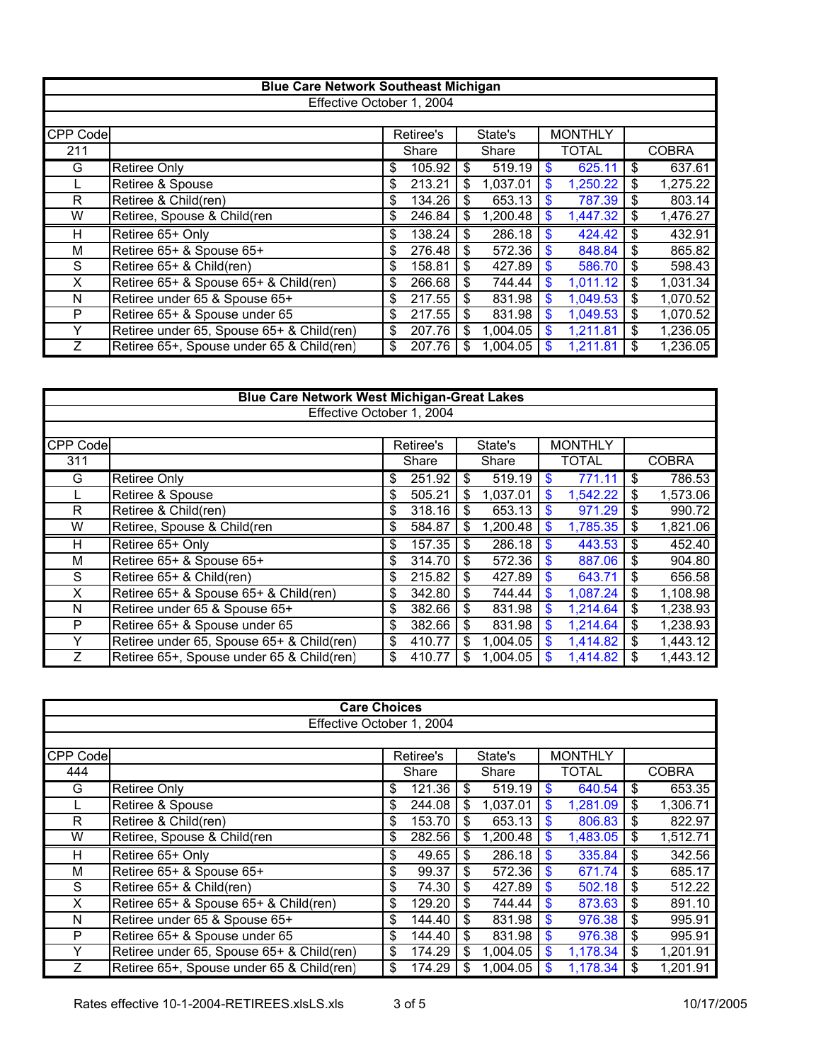| Blue Care Network Southeast Michigan | | | | | |
|---|---|---|---|---|---|
| Effective October 1, 2004 | | | | | |
| CPP Code | | Retiree's | State's | MONTHLY | |
| 211 | | Share | Share | TOTAL | COBRA |
| G | Retiree Only | $ 105.92 | $ 519.19 | $ 625.11 | $ 637.61 |
| L | Retiree & Spouse | $ 213.21 | $ 1,037.01 | $ 1,250.22 | $ 1,275.22 |
| R | Retiree & Child(ren) | $ 134.26 | $ 653.13 | $ 787.39 | $ 803.14 |
| W | Retiree, Spouse & Child(ren | $ 246.84 | $ 1,200.48 | $ 1,447.32 | $ 1,476.27 |
| H | Retiree 65+ Only | $ 138.24 | $ 286.18 | $ 424.42 | $ 432.91 |
| M | Retiree 65+ & Spouse 65+ | $ 276.48 | $ 572.36 | $ 848.84 | $ 865.82 |
| S | Retiree 65+ & Child(ren) | $ 158.81 | $ 427.89 | $ 586.70 | $ 598.43 |
| X | Retiree 65+ & Spouse 65+ & Child(ren) | $ 266.68 | $ 744.44 | $ 1,011.12 | $ 1,031.34 |
| N | Retiree under 65 & Spouse 65+ | $ 217.55 | $ 831.98 | $ 1,049.53 | $ 1,070.52 |
| P | Retiree 65+ & Spouse under 65 | $ 217.55 | $ 831.98 | $ 1,049.53 | $ 1,070.52 |
| Y | Retiree under 65, Spouse 65+ & Child(ren) | $ 207.76 | $ 1,004.05 | $ 1,211.81 | $ 1,236.05 |
| Z | Retiree 65+, Spouse under 65 & Child(ren) | $ 207.76 | $ 1,004.05 | $ 1,211.81 | $ 1,236.05 |

| Blue Care Network West Michigan-Great Lakes | | | | | |
|---|---|---|---|---|---|
| Effective October 1, 2004 | | | | | |
| CPP Code | | Retiree's | State's | MONTHLY | |
| 311 | | Share | Share | TOTAL | COBRA |
| G | Retiree Only | $ 251.92 | $ 519.19 | $ 771.11 | $ 786.53 |
| L | Retiree & Spouse | $ 505.21 | $ 1,037.01 | $ 1,542.22 | $ 1,573.06 |
| R | Retiree & Child(ren) | $ 318.16 | $ 653.13 | $ 971.29 | $ 990.72 |
| W | Retiree, Spouse & Child(ren | $ 584.87 | $ 1,200.48 | $ 1,785.35 | $ 1,821.06 |
| H | Retiree 65+ Only | $ 157.35 | $ 286.18 | $ 443.53 | $ 452.40 |
| M | Retiree 65+ & Spouse 65+ | $ 314.70 | $ 572.36 | $ 887.06 | $ 904.80 |
| S | Retiree 65+ & Child(ren) | $ 215.82 | $ 427.89 | $ 643.71 | $ 656.58 |
| X | Retiree 65+ & Spouse 65+ & Child(ren) | $ 342.80 | $ 744.44 | $ 1,087.24 | $ 1,108.98 |
| N | Retiree under 65 & Spouse 65+ | $ 382.66 | $ 831.98 | $ 1,214.64 | $ 1,238.93 |
| P | Retiree 65+ & Spouse under 65 | $ 382.66 | $ 831.98 | $ 1,214.64 | $ 1,238.93 |
| Y | Retiree under 65, Spouse 65+ & Child(ren) | $ 410.77 | $ 1,004.05 | $ 1,414.82 | $ 1,443.12 |
| Z | Retiree 65+, Spouse under 65 & Child(ren) | $ 410.77 | $ 1,004.05 | $ 1,414.82 | $ 1,443.12 |

| Care Choices | | | | | |
|---|---|---|---|---|---|
| Effective October 1, 2004 | | | | | |
| CPP Code | | Retiree's | State's | MONTHLY | |
| 444 | | Share | Share | TOTAL | COBRA |
| G | Retiree Only | $ 121.36 | $ 519.19 | $ 640.54 | $ 653.35 |
| L | Retiree & Spouse | $ 244.08 | $ 1,037.01 | $ 1,281.09 | $ 1,306.71 |
| R | Retiree & Child(ren) | $ 153.70 | $ 653.13 | $ 806.83 | $ 822.97 |
| W | Retiree, Spouse & Child(ren | $ 282.56 | $ 1,200.48 | $ 1,483.05 | $ 1,512.71 |
| H | Retiree 65+ Only | $ 49.65 | $ 286.18 | $ 335.84 | $ 342.56 |
| M | Retiree 65+ & Spouse 65+ | $ 99.37 | $ 572.36 | $ 671.74 | $ 685.17 |
| S | Retiree 65+ & Child(ren) | $ 74.30 | $ 427.89 | $ 502.18 | $ 512.22 |
| X | Retiree 65+ & Spouse 65+ & Child(ren) | $ 129.20 | $ 744.44 | $ 873.63 | $ 891.10 |
| N | Retiree under 65 & Spouse 65+ | $ 144.40 | $ 831.98 | $ 976.38 | $ 995.91 |
| P | Retiree 65+ & Spouse under 65 | $ 144.40 | $ 831.98 | $ 976.38 | $ 995.91 |
| Y | Retiree under 65, Spouse 65+ & Child(ren) | $ 174.29 | $ 1,004.05 | $ 1,178.34 | $ 1,201.91 |
| Z | Retiree 65+, Spouse under 65 & Child(ren) | $ 174.29 | $ 1,004.05 | $ 1,178.34 | $ 1,201.91 |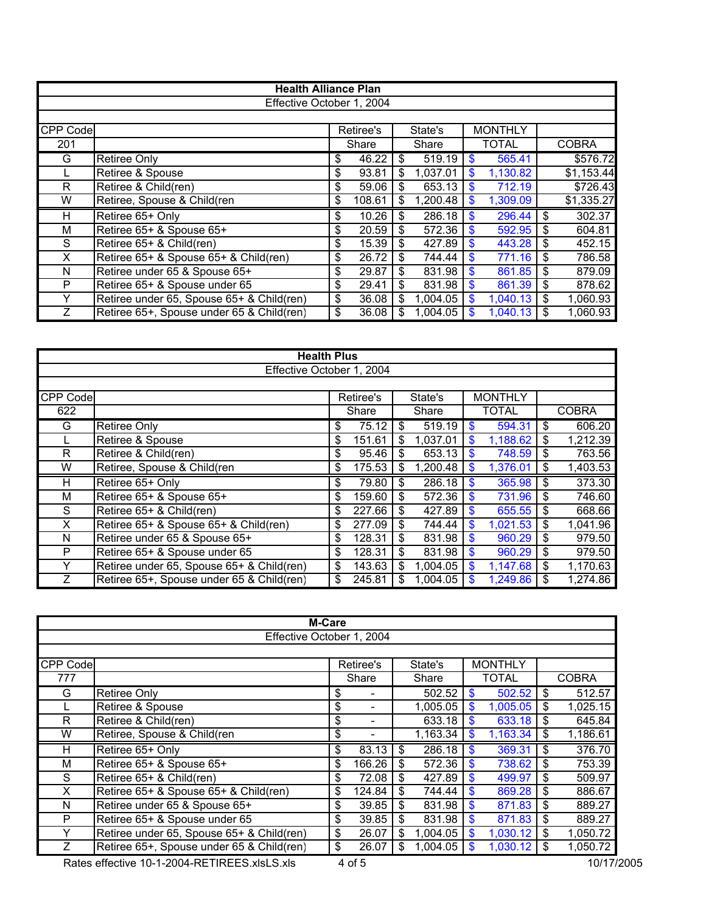| Health Alliance Plan | | | | | |
|---|---|---|---|---|---|
| Effective October 1, 2004 | | | | | |
| CPP Code | | Retiree's | State's | MONTHLY | |
| 201 | | Share | Share | TOTAL | COBRA |
| G | Retiree Only | $ 46.22 | $ 519.19 | $ 565.41 | $576.72 |
| L | Retiree & Spouse | $ 93.81 | $ 1,037.01 | $ 1,130.82 | $1,153.44 |
| R | Retiree & Child(ren) | $ 59.06 | $ 653.13 | $ 712.19 | $726.43 |
| W | Retiree, Spouse & Child(ren | $ 108.61 | $ 1,200.48 | $ 1,309.09 | $1,335.27 |
| H | Retiree 65+ Only | $ 10.26 | $ 286.18 | $ 296.44 | $ 302.37 |
| M | Retiree 65+ & Spouse 65+ | $ 20.59 | $ 572.36 | $ 592.95 | $ 604.81 |
| S | Retiree 65+ & Child(ren) | $ 15.39 | $ 427.89 | $ 443.28 | $ 452.15 |
| X | Retiree 65+ & Spouse 65+ & Child(ren) | $ 26.72 | $ 744.44 | $ 771.16 | $ 786.58 |
| N | Retiree under 65 & Spouse 65+ | $ 29.87 | $ 831.98 | $ 861.85 | $ 879.09 |
| P | Retiree 65+ & Spouse under 65 | $ 29.41 | $ 831.98 | $ 861.39 | $ 878.62 |
| Y | Retiree under 65, Spouse 65+ & Child(ren) | $ 36.08 | $ 1,004.05 | $ 1,040.13 | $ 1,060.93 |
| Z | Retiree 65+, Spouse under 65 & Child(ren) | $ 36.08 | $ 1,004.05 | $ 1,040.13 | $ 1,060.93 |

| Health Plus | | | | | |
|---|---|---|---|---|---|
| Effective October 1, 2004 | | | | | |
| CPP Code | | Retiree's | State's | MONTHLY | |
| 622 | | Share | Share | TOTAL | COBRA |
| G | Retiree Only | $ 75.12 | $ 519.19 | $ 594.31 | $ 606.20 |
| L | Retiree & Spouse | $ 151.61 | $ 1,037.01 | $ 1,188.62 | $ 1,212.39 |
| R | Retiree & Child(ren) | $ 95.46 | $ 653.13 | $ 748.59 | $ 763.56 |
| W | Retiree, Spouse & Child(ren | $ 175.53 | $ 1,200.48 | $ 1,376.01 | $ 1,403.53 |
| H | Retiree 65+ Only | $ 79.80 | $ 286.18 | $ 365.98 | $ 373.30 |
| M | Retiree 65+ & Spouse 65+ | $ 159.60 | $ 572.36 | $ 731.96 | $ 746.60 |
| S | Retiree 65+ & Child(ren) | $ 227.66 | $ 427.89 | $ 655.55 | $ 668.66 |
| X | Retiree 65+ & Spouse 65+ & Child(ren) | $ 277.09 | $ 744.44 | $ 1,021.53 | $ 1,041.96 |
| N | Retiree under 65 & Spouse 65+ | $ 128.31 | $ 831.98 | $ 960.29 | $ 979.50 |
| P | Retiree 65+ & Spouse under 65 | $ 128.31 | $ 831.98 | $ 960.29 | $ 979.50 |
| Y | Retiree under 65, Spouse 65+ & Child(ren) | $ 143.63 | $ 1,004.05 | $ 1,147.68 | $ 1,170.63 |
| Z | Retiree 65+, Spouse under 65 & Child(ren) | $ 245.81 | $ 1,004.05 | $ 1,249.86 | $ 1,274.86 |

| M-Care | | | | | |
|---|---|---|---|---|---|
| Effective October 1, 2004 | | | | | |
| CPP Code | | Retiree's | State's | MONTHLY | |
| 777 | | Share | Share | TOTAL | COBRA |
| G | Retiree Only | $ - | 502.52 | $ 502.52 | $ 512.57 |
| L | Retiree & Spouse | $ - | 1,005.05 | $ 1,005.05 | $ 1,025.15 |
| R | Retiree & Child(ren) | $ - | 633.18 | $ 633.18 | $ 645.84 |
| W | Retiree, Spouse & Child(ren | $ - | 1,163.34 | $ 1,163.34 | $ 1,186.61 |
| H | Retiree 65+ Only | $ 83.13 | $ 286.18 | $ 369.31 | $ 376.70 |
| M | Retiree 65+ & Spouse 65+ | $ 166.26 | $ 572.36 | $ 738.62 | $ 753.39 |
| S | Retiree 65+ & Child(ren) | $ 72.08 | $ 427.89 | $ 499.97 | $ 509.97 |
| X | Retiree 65+ & Spouse 65+ & Child(ren) | $ 124.84 | $ 744.44 | $ 869.28 | $ 886.67 |
| N | Retiree under 65 & Spouse 65+ | $ 39.85 | $ 831.98 | $ 871.83 | $ 889.27 |
| P | Retiree 65+ & Spouse under 65 | $ 39.85 | $ 831.98 | $ 871.83 | $ 889.27 |
| Y | Retiree under 65, Spouse 65+ & Child(ren) | $ 26.07 | $ 1,004.05 | $ 1,030.12 | $ 1,050.72 |
| Z | Retiree 65+, Spouse under 65 & Child(ren) | $ 26.07 | $ 1,004.05 | $ 1,030.12 | $ 1,050.72 |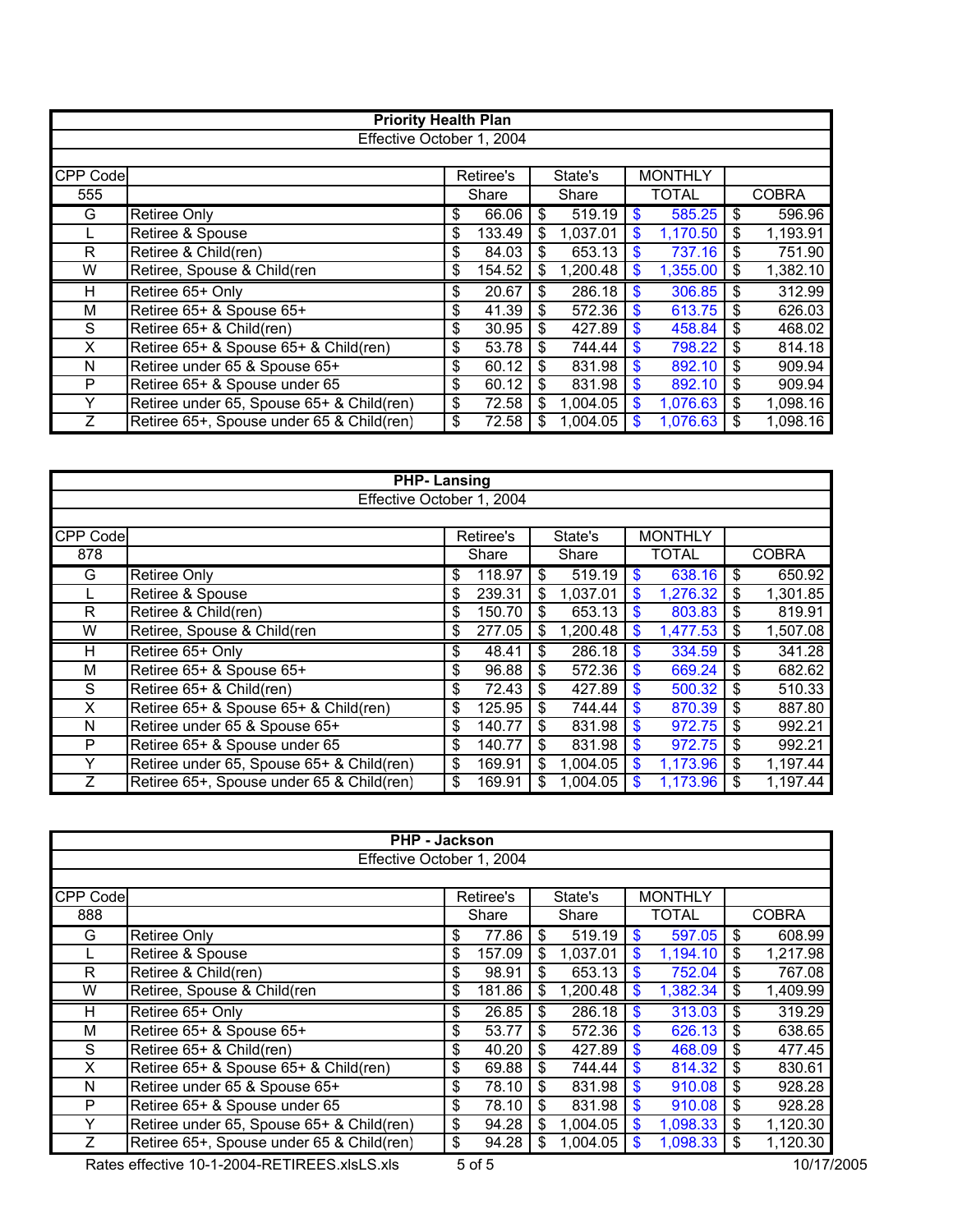| Priority Health Plan | | | | | |
|---|---|---|---|---|---|
| Effective October 1, 2004 | | | | | |
| CPP Code | | Retiree's | State's | MONTHLY | |
| 555 | | Share | Share | TOTAL | COBRA |
| G | Retiree Only | $ 66.06 | $ 519.19 | $ 585.25 | $ 596.96 |
| L | Retiree & Spouse | $ 133.49 | $ 1,037.01 | $ 1,170.50 | $ 1,193.91 |
| R | Retiree & Child(ren) | $ 84.03 | $ 653.13 | $ 737.16 | $ 751.90 |
| W | Retiree, Spouse & Child(ren | $ 154.52 | $ 1,200.48 | $ 1,355.00 | $ 1,382.10 |
| H | Retiree 65+ Only | $ 20.67 | $ 286.18 | $ 306.85 | $ 312.99 |
| M | Retiree 65+ & Spouse 65+ | $ 41.39 | $ 572.36 | $ 613.75 | $ 626.03 |
| S | Retiree 65+ & Child(ren) | $ 30.95 | $ 427.89 | $ 458.84 | $ 468.02 |
| X | Retiree 65+ & Spouse 65+ & Child(ren) | $ 53.78 | $ 744.44 | $ 798.22 | $ 814.18 |
| N | Retiree under 65 & Spouse 65+ | $ 60.12 | $ 831.98 | $ 892.10 | $ 909.94 |
| P | Retiree 65+ & Spouse under 65 | $ 60.12 | $ 831.98 | $ 892.10 | $ 909.94 |
| Y | Retiree under 65, Spouse 65+ & Child(ren) | $ 72.58 | $ 1,004.05 | $ 1,076.63 | $ 1,098.16 |
| Z | Retiree 65+, Spouse under 65 & Child(ren) | $ 72.58 | $ 1,004.05 | $ 1,076.63 | $ 1,098.16 |

| PHP- Lansing | | | | | |
|---|---|---|---|---|---|
| Effective October 1, 2004 | | | | | |
| CPP Code | | Retiree's | State's | MONTHLY | |
| 878 | | Share | Share | TOTAL | COBRA |
| G | Retiree Only | $ 118.97 | $ 519.19 | $ 638.16 | $ 650.92 |
| L | Retiree & Spouse | $ 239.31 | $ 1,037.01 | $ 1,276.32 | $ 1,301.85 |
| R | Retiree & Child(ren) | $ 150.70 | $ 653.13 | $ 803.83 | $ 819.91 |
| W | Retiree, Spouse & Child(ren | $ 277.05 | $ 1,200.48 | $ 1,477.53 | $ 1,507.08 |
| H | Retiree 65+ Only | $ 48.41 | $ 286.18 | $ 334.59 | $ 341.28 |
| M | Retiree 65+ & Spouse 65+ | $ 96.88 | $ 572.36 | $ 669.24 | $ 682.62 |
| S | Retiree 65+ & Child(ren) | $ 72.43 | $ 427.89 | $ 500.32 | $ 510.33 |
| X | Retiree 65+ & Spouse 65+ & Child(ren) | $ 125.95 | $ 744.44 | $ 870.39 | $ 887.80 |
| N | Retiree under 65 & Spouse 65+ | $ 140.77 | $ 831.98 | $ 972.75 | $ 992.21 |
| P | Retiree 65+ & Spouse under 65 | $ 140.77 | $ 831.98 | $ 972.75 | $ 992.21 |
| Y | Retiree under 65, Spouse 65+ & Child(ren) | $ 169.91 | $ 1,004.05 | $ 1,173.96 | $ 1,197.44 |
| Z | Retiree 65+, Spouse under 65 & Child(ren) | $ 169.91 | $ 1,004.05 | $ 1,173.96 | $ 1,197.44 |

| PHP - Jackson | | | | | |
|---|---|---|---|---|---|
| Effective October 1, 2004 | | | | | |
| CPP Code | | Retiree's | State's | MONTHLY | |
| 888 | | Share | Share | TOTAL | COBRA |
| G | Retiree Only | $ 77.86 | $ 519.19 | $ 597.05 | $ 608.99 |
| L | Retiree & Spouse | $ 157.09 | $ 1,037.01 | $ 1,194.10 | $ 1,217.98 |
| R | Retiree & Child(ren) | $ 98.91 | $ 653.13 | $ 752.04 | $ 767.08 |
| W | Retiree, Spouse & Child(ren | $ 181.86 | $ 1,200.48 | $ 1,382.34 | $ 1,409.99 |
| H | Retiree 65+ Only | $ 26.85 | $ 286.18 | $ 313.03 | $ 319.29 |
| M | Retiree 65+ & Spouse 65+ | $ 53.77 | $ 572.36 | $ 626.13 | $ 638.65 |
| S | Retiree 65+ & Child(ren) | $ 40.20 | $ 427.89 | $ 468.09 | $ 477.45 |
| X | Retiree 65+ & Spouse 65+ & Child(ren) | $ 69.88 | $ 744.44 | $ 814.32 | $ 830.61 |
| N | Retiree under 65 & Spouse 65+ | $ 78.10 | $ 831.98 | $ 910.08 | $ 928.28 |
| P | Retiree 65+ & Spouse under 65 | $ 78.10 | $ 831.98 | $ 910.08 | $ 928.28 |
| Y | Retiree under 65, Spouse 65+ & Child(ren) | $ 94.28 | $ 1,004.05 | $ 1,098.33 | $ 1,120.30 |
| Z | Retiree 65+, Spouse under 65 & Child(ren) | $ 94.28 | $ 1,004.05 | $ 1,098.33 | $ 1,120.30 |